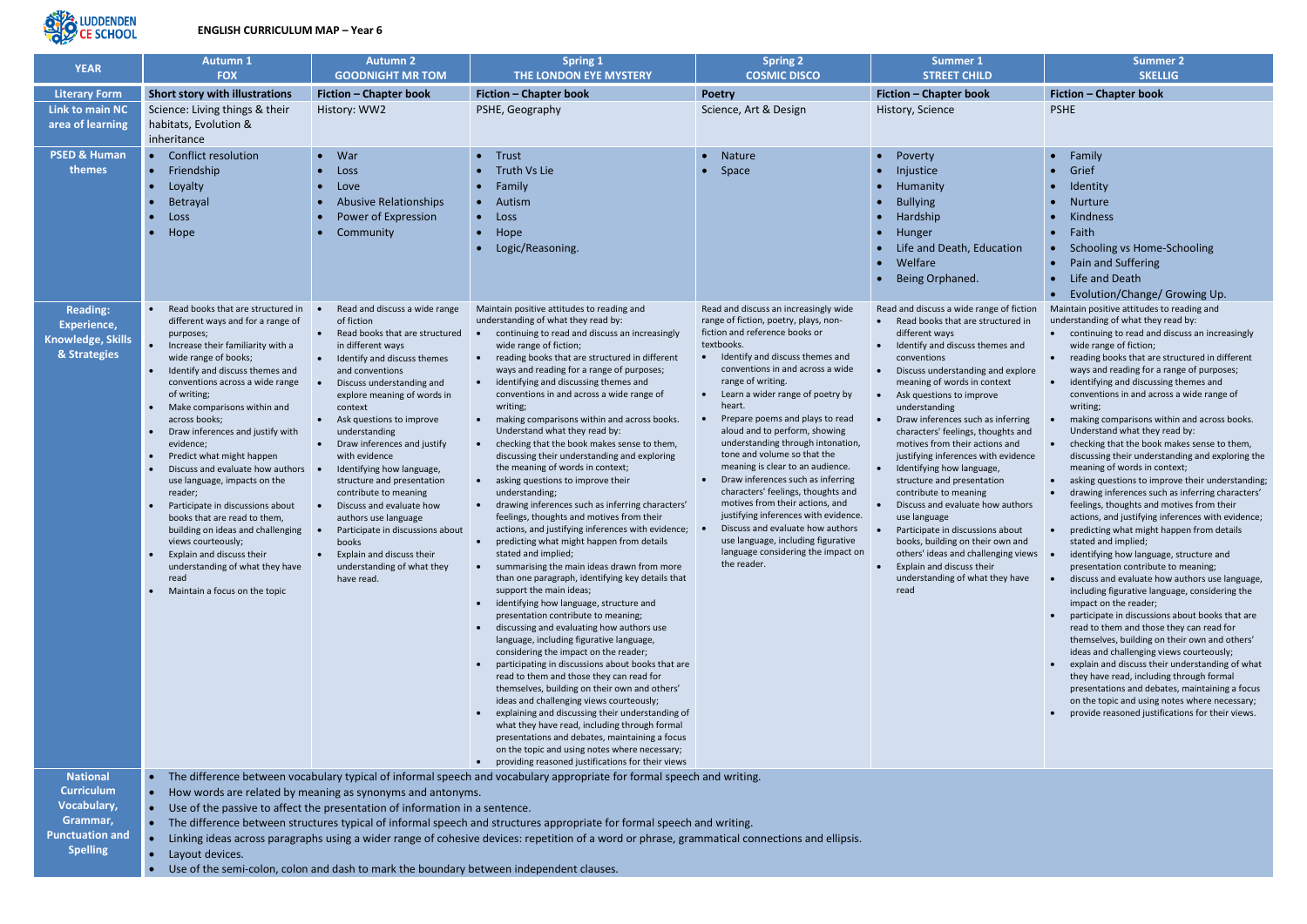LUDDENDEN CE SCHOOL

# ENGLISH CURRICULUM MAP – Year 6

| YEAR | Autumn 1<br>FOX | Autumn 2<br>GOODNIGHT MR TOM | Spring 1<br>THE LONDON EYE MYSTERY | Spring 2<br>COSMIC DISCO | Summer 1<br>STREET CHILD | Summer 2<br>SKELLIG |
|---|---|---|---|---|---|---|
| **Literary Form** | **Short story with illustrations** | **Fiction – Chapter book** | **Fiction – Chapter book** | **Poetry** | **Fiction – Chapter book** | **Fiction – Chapter book** |
| **Link to main NC area of learning** | Science: Living things & their habitats, Evolution & inheritance | History: WW2 | PSHE, Geography | Science, Art & Design | History, Science | PSHE |
| **PSED & Human themes** | • Conflict resolution<br>• Friendship<br>• Loyalty<br>• Betrayal<br>• Loss<br>• Hope | • War<br>• Loss<br>• Love<br>• Abusive Relationships<br>• Power of Expression<br>• Community | • Trust<br>• Truth Vs Lie<br>• Family<br>• Autism<br>• Loss<br>• Hope<br>• Logic/Reasoning. | • Nature<br>• Space | • Poverty<br>• Injustice<br>• Humanity<br>• Bullying<br>• Hardship<br>• Hunger<br>• Life and Death, Education<br>• Welfare<br>• Being Orphaned. | • Family<br>• Grief<br>• Identity<br>• Nurture<br>• Kindness<br>• Faith<br>• Schooling vs Home-Schooling<br>• Pain and Suffering<br>• Life and Death<br>• Evolution/Change/ Growing Up. |
| **Reading: Experience, Knowledge, Skills & Strategies** | • Read books that are structured in different ways and for a range of purposes;<br>• Increase their familiarity with a wide range of books;<br>• Identify and discuss themes and conventions across a wide range of writing;<br>• Make comparisons within and across books;<br>• Draw inferences and justify with evidence;<br>• Predict what might happen<br>• Discuss and evaluate how authors use language, impacts on the reader;<br>• Participate in discussions about books that are read to them, building on ideas and challenging views courteously;<br>• Explain and discuss their understanding of what they have read<br>• Maintain a focus on the topic | • Read and discuss a wide range of fiction<br>• Read books that are structured in different ways<br>• Identify and discuss themes and conventions<br>• Discuss understanding and explore meaning of words in context<br>• Ask questions to improve understanding<br>• Draw inferences and justify with evidence<br>• Identifying how language, structure and presentation contribute to meaning<br>• Discuss and evaluate how authors use language<br>• Participate in discussions about books<br>• Explain and discuss their understanding of what they have read. | Maintain positive attitudes to reading and understanding of what they read by:<br>• continuing to read and discuss an increasingly wide range of fiction;<br>• reading books that are structured in different ways and reading for a range of purposes;<br>• identifying and discussing themes and conventions in and across a wide range of writing;<br>• making comparisons within and across books. Understand what they read by:<br>• checking that the book makes sense to them, discussing their understanding and exploring the meaning of words in context;<br>• asking questions to improve their understanding;<br>• drawing inferences such as inferring characters' feelings, thoughts and motives from their actions, and justifying inferences with evidence;<br>• predicting what might happen from details stated and implied;<br>• summarising the main ideas drawn from more than one paragraph, identifying key details that support the main ideas;<br>• identifying how language, structure and presentation contribute to meaning;<br>• discussing and evaluating how authors use language, including figurative language, considering the impact on the reader;<br>• participating in discussions about books that are read to them and those they can read for themselves, building on their own and others' ideas and challenging views courteously;<br>• explaining and discussing their understanding of what they have read, including through formal presentations and debates, maintaining a focus on the topic and using notes where necessary;<br>• providing reasoned justifications for their views | Read and discuss an increasingly wide range of fiction, poetry, plays, non-fiction and reference books or textbooks.<br>• Identify and discuss themes and conventions in and across a wide range of writing.<br>• Learn a wider range of poetry by heart.<br>• Prepare poems and plays to read aloud and to perform, showing understanding through intonation, tone and volume so that the meaning is clear to an audience.<br>• Draw inferences such as inferring characters' feelings, thoughts and motives from their actions, and justifying inferences with evidence.<br>• Discuss and evaluate how authors use language, including figurative language considering the impact on the reader. | Read and discuss a wide range of fiction<br>• Read books that are structured in different ways<br>• Identify and discuss themes and conventions<br>• Discuss understanding and explore meaning of words in context<br>• Ask questions to improve understanding<br>• Draw inferences such as inferring characters' feelings, thoughts and motives from their actions and justifying inferences with evidence<br>• Identifying how language, structure and presentation contribute to meaning<br>• Discuss and evaluate how authors use language<br>• Participate in discussions about books, building on their own and others' ideas and challenging views<br>• Explain and discuss their understanding of what they have read | Maintain positive attitudes to reading and understanding of what they read by:<br>• continuing to read and discuss an increasingly wide range of fiction;<br>• reading books that are structured in different ways and reading for a range of purposes;<br>• identifying and discussing themes and conventions in and across a wide range of writing;<br>• making comparisons within and across books. Understand what they read by:<br>• checking that the book makes sense to them, discussing their understanding and exploring the meaning of words in context;<br>• asking questions to improve their understanding;<br>• drawing inferences such as inferring characters' feelings, thoughts and motives from their actions, and justifying inferences with evidence;<br>• predicting what might happen from details stated and implied;<br>• identifying how language, structure and presentation contribute to meaning;<br>• discuss and evaluate how authors use language, including figurative language, considering the impact on the reader;<br>• participate in discussions about books that are read to them and those they can read for themselves, building on their own and others' ideas and challenging views courteously;<br>• explain and discuss their understanding of what they have read, including through formal presentations and debates, maintaining a focus on the topic and using notes where necessary;<br>• provide reasoned justifications for their views. |
| **National Curriculum Vocabulary, Grammar, Punctuation and Spelling** | • The difference between vocabulary typical of informal speech and vocabulary appropriate for formal speech and writing.<br>• How words are related by meaning as synonyms and antonyms.<br>• Use of the passive to affect the presentation of information in a sentence.<br>• The difference between structures typical of informal speech and structures appropriate for formal speech and writing.<br>• Linking ideas across paragraphs using a wider range of cohesive devices: repetition of a word or phrase, grammatical connections and ellipsis.<br>• Layout devices.<br>• Use of the semi-colon, colon and dash to mark the boundary between independent clauses. | | | | | |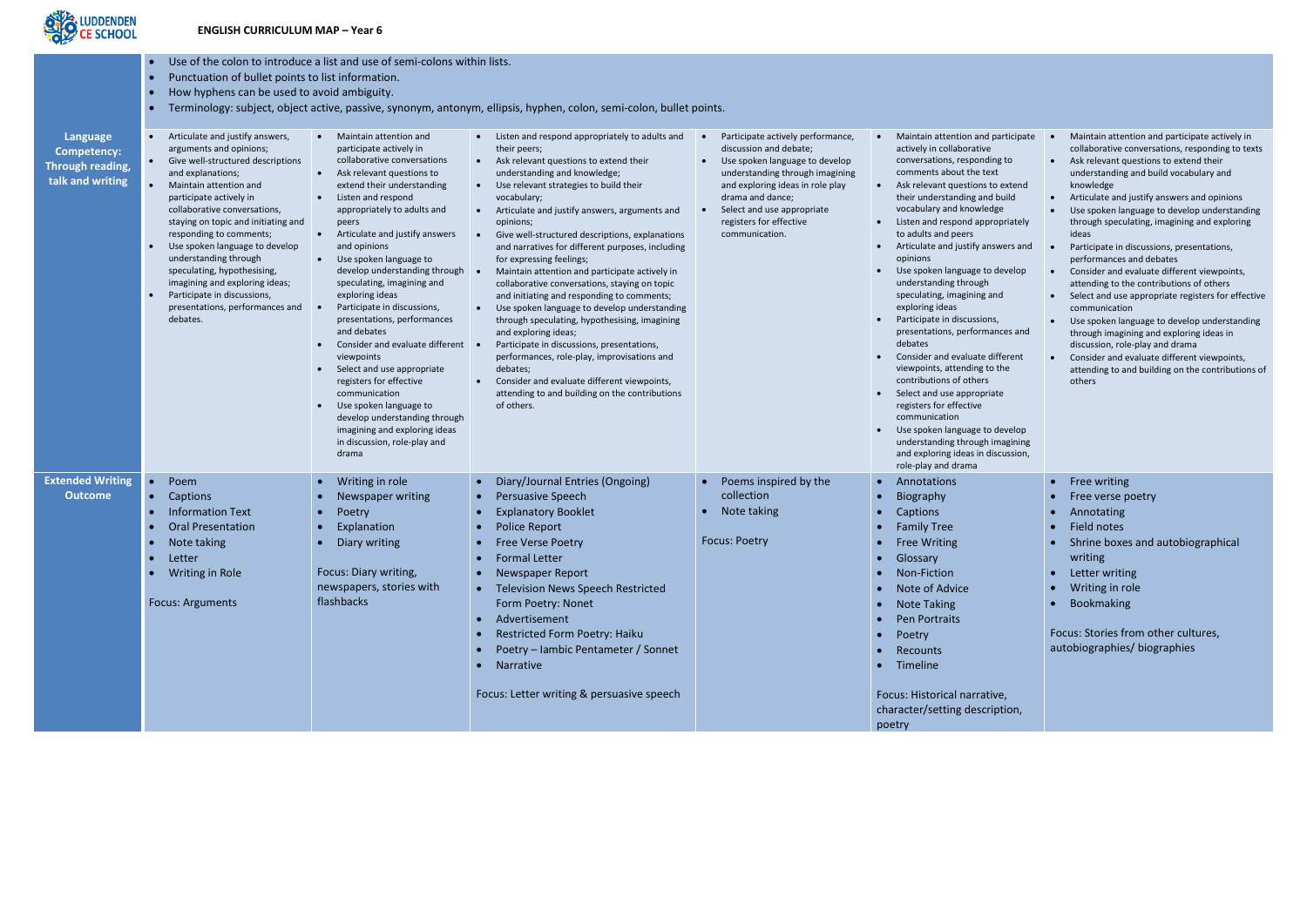**ENGLISH CURRICULUM MAP – Year 6**

- Use of the colon to introduce a list and use of semi-colons within lists.
- Punctuation of bullet points to list information.
- How hyphens can be used to avoid ambiguity.
- Terminology: subject, object active, passive, synonym, antonym, ellipsis, hyphen, colon, semi-colon, bullet points.

| | | | | | | |
|---|---|---|---|---|---|---|
| **Language Competency: Through reading, talk and writing** | • Articulate and justify answers, arguments and opinions;<br>• Give well-structured descriptions and explanations;<br>• Maintain attention and participate actively in collaborative conversations, staying on topic and initiating and responding to comments;<br>• Use spoken language to develop understanding through speculating, hypothesising, imagining and exploring ideas;<br>• Participate in discussions, presentations, performances and debates. | • Maintain attention and participate actively in collaborative conversations<br>• Ask relevant questions to extend their understanding<br>• Listen and respond appropriately to adults and peers<br>• Articulate and justify answers and opinions<br>• Use spoken language to develop understanding through speculating, imagining and exploring ideas<br>• Participate in discussions, presentations, performances and debates<br>• Consider and evaluate different viewpoints<br>• Select and use appropriate registers for effective communication<br>• Use spoken language to develop understanding through imagining and exploring ideas in discussion, role-play and drama | • Listen and respond appropriately to adults and their peers;<br>• Ask relevant questions to extend their understanding and knowledge;<br>• Use relevant strategies to build their vocabulary;<br>• Articulate and justify answers, arguments and opinions;<br>• Give well-structured descriptions, explanations and narratives for different purposes, including for expressing feelings;<br>• Maintain attention and participate actively in collaborative conversations, staying on topic and initiating and responding to comments;<br>• Use spoken language to develop understanding through speculating, hypothesising, imagining and exploring ideas;<br>• Participate in discussions, presentations, performances, role-play, improvisations and debates;<br>• Consider and evaluate different viewpoints, attending to and building on the contributions of others. | • Participate actively performance, discussion and debate;<br>• Use spoken language to develop understanding through imagining and exploring ideas in role play drama and dance;<br>• Select and use appropriate registers for effective communication. | • Maintain attention and participate actively in collaborative conversations, responding to comments about the text<br>• Ask relevant questions to extend their understanding and build vocabulary and knowledge<br>• Listen and respond appropriately to adults and peers<br>• Articulate and justify answers and opinions<br>• Use spoken language to develop understanding through speculating, imagining and exploring ideas<br>• Participate in discussions, presentations, performances and debates<br>• Consider and evaluate different viewpoints, attending to the contributions of others<br>• Select and use appropriate registers for effective communication<br>• Use spoken language to develop understanding through imagining and exploring ideas in discussion, role-play and drama | • Maintain attention and participate actively in collaborative conversations, responding to texts<br>• Ask relevant questions to extend their understanding and build vocabulary and knowledge<br>• Articulate and justify answers and opinions<br>• Use spoken language to develop understanding through speculating, imagining and exploring ideas<br>• Participate in discussions, presentations, performances and debates<br>• Consider and evaluate different viewpoints, attending to the contributions of others<br>• Select and use appropriate registers for effective communication<br>• Use spoken language to develop understanding through imagining and exploring ideas in discussion, role-play and drama<br>• Consider and evaluate different viewpoints, attending to and building on the contributions of others |
| **Extended Writing Outcome** | • Poem<br>• Captions<br>• Information Text<br>• Oral Presentation<br>• Note taking<br>• Letter<br>• Writing in Role<br><br>Focus: Arguments | • Writing in role<br>• Newspaper writing<br>• Poetry<br>• Explanation<br>• Diary writing<br><br>Focus: Diary writing, newspapers, stories with flashbacks | • Diary/Journal Entries (Ongoing)<br>• Persuasive Speech<br>• Explanatory Booklet<br>• Police Report<br>• Free Verse Poetry<br>• Formal Letter<br>• Newspaper Report<br>• Television News Speech Restricted Form Poetry: Nonet<br>• Advertisement<br>• Restricted Form Poetry: Haiku<br>• Poetry – Iambic Pentameter / Sonnet<br>• Narrative<br><br>Focus: Letter writing & persuasive speech | • Poems inspired by the collection<br>• Note taking<br><br>Focus: Poetry | • Annotations<br>• Biography<br>• Captions<br>• Family Tree<br>• Free Writing<br>• Glossary<br>• Non-Fiction<br>• Note of Advice<br>• Note Taking<br>• Pen Portraits<br>• Poetry<br>• Recounts<br>• Timeline<br><br>Focus: Historical narrative, character/setting description, poetry | • Free writing<br>• Free verse poetry<br>• Annotating<br>• Field notes<br>• Shrine boxes and autobiographical writing<br>• Letter writing<br>• Writing in role<br>• Bookmaking<br><br>Focus: Stories from other cultures, autobiographies/ biographies |